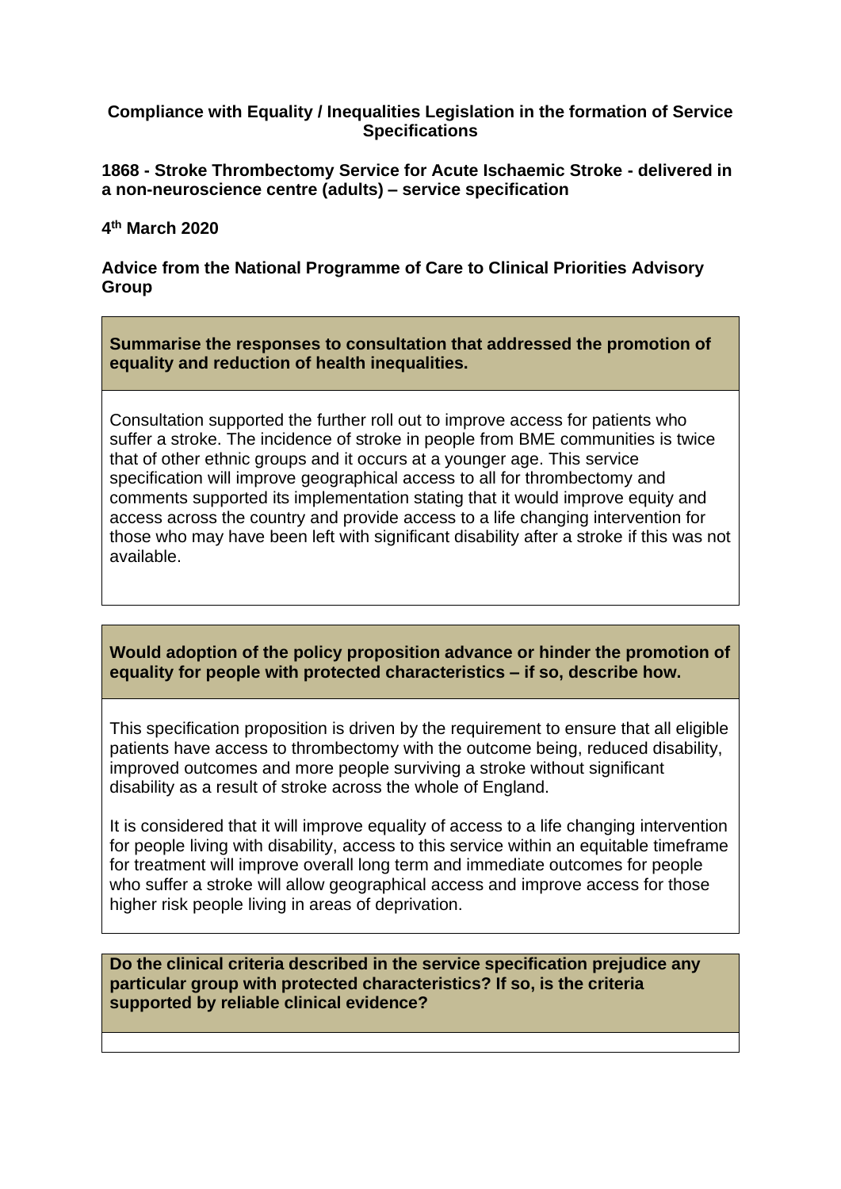**Compliance with Equality / Inequalities Legislation in the formation of Service Specifications**

**1868 - Stroke Thrombectomy Service for Acute Ischaemic Stroke - delivered in a non-neuroscience centre (adults) – service specification**

**4th March 2020**

**Advice from the National Programme of Care to Clinical Priorities Advisory Group**

| **Summarise the responses to consultation that addressed the promotion of equality and reduction of health inequalities.** |
|---|
| Consultation supported the further roll out to improve access for patients who suffer a stroke. The incidence of stroke in people from BME communities is twice that of other ethnic groups and it occurs at a younger age. This service specification will improve geographical access to all for thrombectomy and comments supported its implementation stating that it would improve equity and access across the country and provide access to a life changing intervention for those who may have been left with significant disability after a stroke if this was not available. |

| **Would adoption of the policy proposition advance or hinder the promotion of equality for people with protected characteristics – if so, describe how.** |
|---|
| This specification proposition is driven by the requirement to ensure that all eligible patients have access to thrombectomy with the outcome being, reduced disability, improved outcomes and more people surviving a stroke without significant disability as a result of stroke across the whole of England.<br><br>It is considered that it will improve equality of access to a life changing intervention for people living with disability, access to this service within an equitable timeframe for treatment will improve overall long term and immediate outcomes for people who suffer a stroke will allow geographical access and improve access for those higher risk people living in areas of deprivation. |

| **Do the clinical criteria described in the service specification prejudice any particular group with protected characteristics? If so, is the criteria supported by reliable clinical evidence?** |
|---|
| |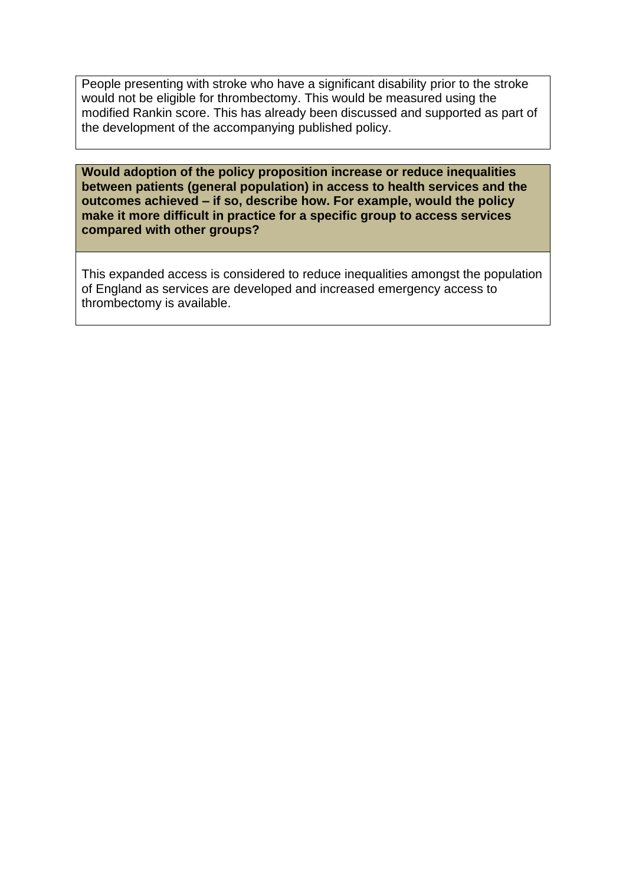People presenting with stroke who have a significant disability prior to the stroke would not be eligible for thrombectomy. This would be measured using the modified Rankin score. This has already been discussed and supported as part of the development of the accompanying published policy.

**Would adoption of the policy proposition increase or reduce inequalities between patients (general population) in access to health services and the outcomes achieved – if so, describe how. For example, would the policy make it more difficult in practice for a specific group to access services compared with other groups?**

This expanded access is considered to reduce inequalities amongst the population of England as services are developed and increased emergency access to thrombectomy is available.